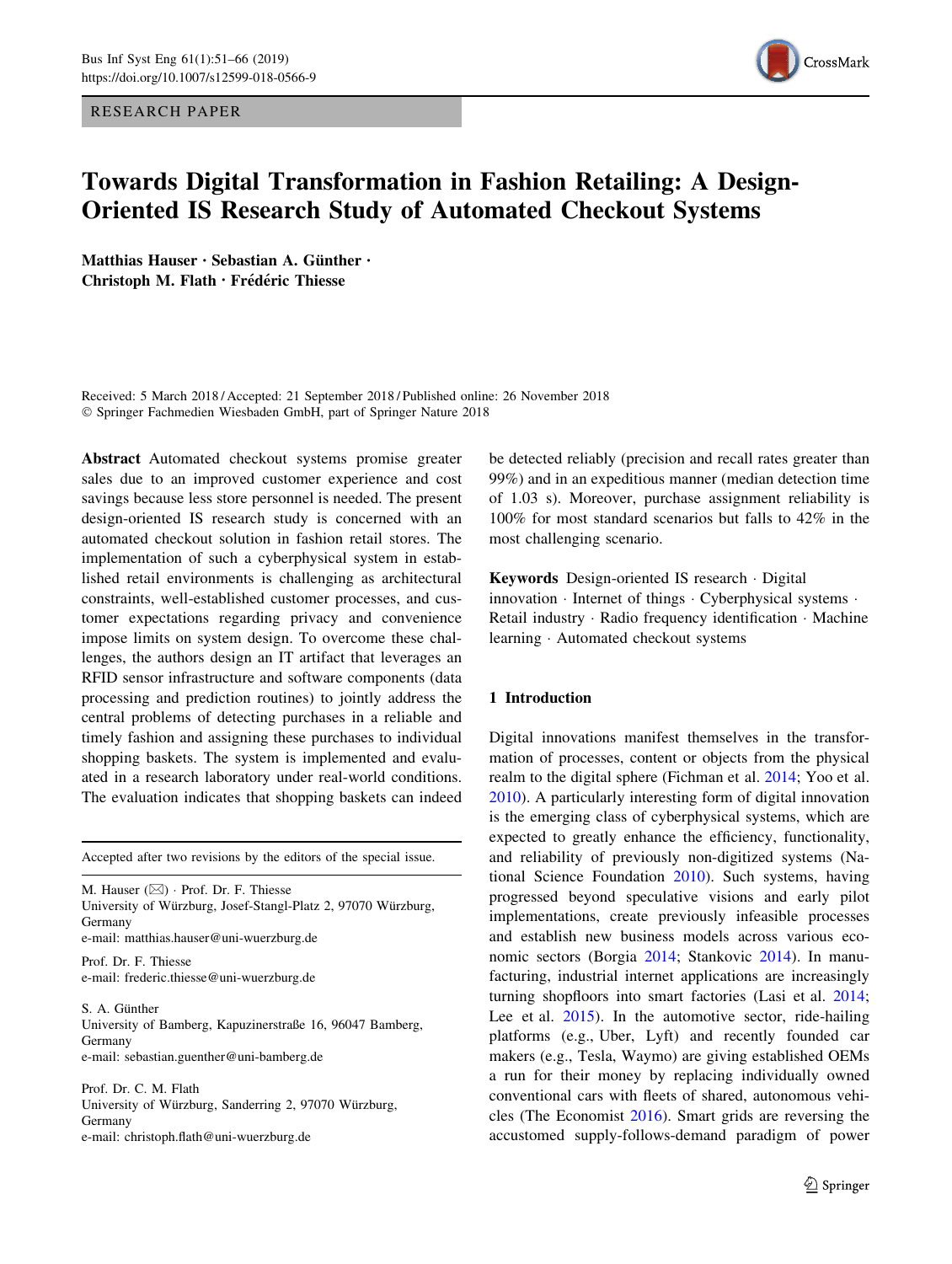RESEARCH PAPER

# Towards Digital Transformation in Fashion Retailing: A Design-Oriented IS Research Study of Automated Checkout Systems

**Matthias Hauser · Sebastian A. Günther · Christoph M. Flath · Frédéric Thiesse**

Received: 5 March 2018 / Accepted: 21 September 2018 / Published online: 26 November 2018
© Springer Fachmedien Wiesbaden GmbH, part of Springer Nature 2018

**Abstract** Automated checkout systems promise greater sales due to an improved customer experience and cost savings because less store personnel is needed. The present design-oriented IS research study is concerned with an automated checkout solution in fashion retail stores. The implementation of such a cyberphysical system in established retail environments is challenging as architectural constraints, well-established customer processes, and customer expectations regarding privacy and convenience impose limits on system design. To overcome these challenges, the authors design an IT artifact that leverages an RFID sensor infrastructure and software components (data processing and prediction routines) to jointly address the central problems of detecting purchases in a reliable and timely fashion and assigning these purchases to individual shopping baskets. The system is implemented and evaluated in a research laboratory under real-world conditions. The evaluation indicates that shopping baskets can indeed be detected reliably (precision and recall rates greater than 99%) and in an expeditious manner (median detection time of 1.03 s). Moreover, purchase assignment reliability is 100% for most standard scenarios but falls to 42% in the most challenging scenario.

**Keywords** Design-oriented IS research · Digital innovation · Internet of things · Cyberphysical systems · Retail industry · Radio frequency identification · Machine learning · Automated checkout systems

Accepted after two revisions by the editors of the special issue.

M. Hauser (✉) · Prof. Dr. F. Thiesse
University of Würzburg, Josef-Stangl-Platz 2, 97070 Würzburg, Germany
e-mail: matthias.hauser@uni-wuerzburg.de

Prof. Dr. F. Thiesse
e-mail: frederic.thiesse@uni-wuerzburg.de

S. A. Günther
University of Bamberg, Kapuzinerstraße 16, 96047 Bamberg, Germany
e-mail: sebastian.guenther@uni-bamberg.de

Prof. Dr. C. M. Flath
University of Würzburg, Sanderring 2, 97070 Würzburg, Germany
e-mail: christoph.flath@uni-wuerzburg.de

## 1 Introduction

Digital innovations manifest themselves in the transformation of processes, content or objects from the physical realm to the digital sphere (Fichman et al. 2014; Yoo et al. 2010). A particularly interesting form of digital innovation is the emerging class of cyberphysical systems, which are expected to greatly enhance the efficiency, functionality, and reliability of previously non-digitized systems (National Science Foundation 2010). Such systems, having progressed beyond speculative visions and early pilot implementations, create previously infeasible processes and establish new business models across various economic sectors (Borgia 2014; Stankovic 2014). In manufacturing, industrial internet applications are increasingly turning shopfloors into smart factories (Lasi et al. 2014; Lee et al. 2015). In the automotive sector, ride-hailing platforms (e.g., Uber, Lyft) and recently founded car makers (e.g., Tesla, Waymo) are giving established OEMs a run for their money by replacing individually owned conventional cars with fleets of shared, autonomous vehicles (The Economist 2016). Smart grids are reversing the accustomed supply-follows-demand paradigm of power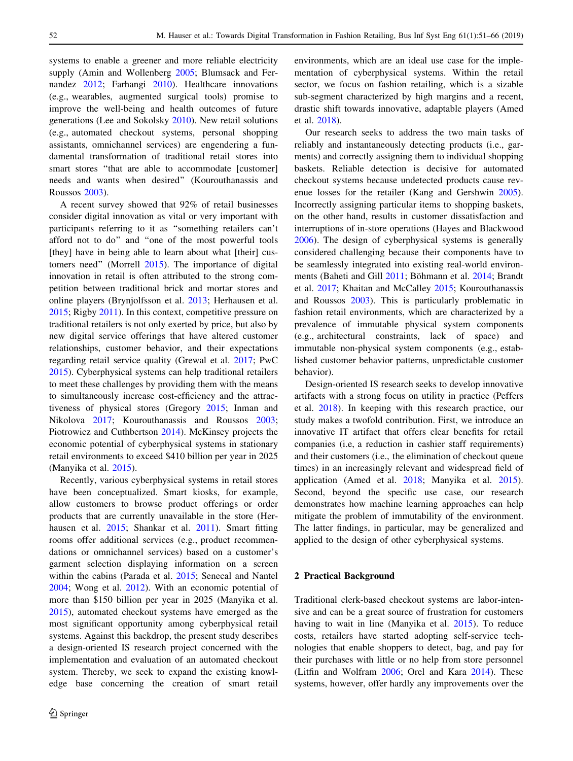systems to enable a greener and more reliable electricity supply (Amin and Wollenberg 2005; Blumsack and Fernandez 2012; Farhangi 2010). Healthcare innovations (e.g., wearables, augmented surgical tools) promise to improve the well-being and health outcomes of future generations (Lee and Sokolsky 2010). New retail solutions (e.g., automated checkout systems, personal shopping assistants, omnichannel services) are engendering a fundamental transformation of traditional retail stores into smart stores "that are able to accommodate [customer] needs and wants when desired" (Kourouthanassis and Roussos 2003).

A recent survey showed that 92% of retail businesses consider digital innovation as vital or very important with participants referring to it as "something retailers can't afford not to do" and "one of the most powerful tools [they] have in being able to learn about what [their] customers need" (Morrell 2015). The importance of digital innovation in retail is often attributed to the strong competition between traditional brick and mortar stores and online players (Brynjolfsson et al. 2013; Herhausen et al. 2015; Rigby 2011). In this context, competitive pressure on traditional retailers is not only exerted by price, but also by new digital service offerings that have altered customer relationships, customer behavior, and their expectations regarding retail service quality (Grewal et al. 2017; PwC 2015). Cyberphysical systems can help traditional retailers to meet these challenges by providing them with the means to simultaneously increase cost-efficiency and the attractiveness of physical stores (Gregory 2015; Inman and Nikolova 2017; Kourouthanassis and Roussos 2003; Piotrowicz and Cuthbertson 2014). McKinsey projects the economic potential of cyberphysical systems in stationary retail environments to exceed \$410 billion per year in 2025 (Manyika et al. 2015).

Recently, various cyberphysical systems in retail stores have been conceptualized. Smart kiosks, for example, allow customers to browse product offerings or order products that are currently unavailable in the store (Herhausen et al. 2015; Shankar et al. 2011). Smart fitting rooms offer additional services (e.g., product recommendations or omnichannel services) based on a customer's garment selection displaying information on a screen within the cabins (Parada et al. 2015; Senecal and Nantel 2004; Wong et al. 2012). With an economic potential of more than \$150 billion per year in 2025 (Manyika et al. 2015), automated checkout systems have emerged as the most significant opportunity among cyberphysical retail systems. Against this backdrop, the present study describes a design-oriented IS research project concerned with the implementation and evaluation of an automated checkout system. Thereby, we seek to expand the existing knowledge base concerning the creation of smart retail environments, which are an ideal use case for the implementation of cyberphysical systems. Within the retail sector, we focus on fashion retailing, which is a sizable sub-segment characterized by high margins and a recent, drastic shift towards innovative, adaptable players (Amed et al. 2018).

Our research seeks to address the two main tasks of reliably and instantaneously detecting products (i.e., garments) and correctly assigning them to individual shopping baskets. Reliable detection is decisive for automated checkout systems because undetected products cause revenue losses for the retailer (Kang and Gershwin 2005). Incorrectly assigning particular items to shopping baskets, on the other hand, results in customer dissatisfaction and interruptions of in-store operations (Hayes and Blackwood 2006). The design of cyberphysical systems is generally considered challenging because their components have to be seamlessly integrated into existing real-world environments (Baheti and Gill 2011; Böhmann et al. 2014; Brandt et al. 2017; Khaitan and McCalley 2015; Kourouthanassis and Roussos 2003). This is particularly problematic in fashion retail environments, which are characterized by a prevalence of immutable physical system components (e.g., architectural constraints, lack of space) and immutable non-physical system components (e.g., established customer behavior patterns, unpredictable customer behavior).

Design-oriented IS research seeks to develop innovative artifacts with a strong focus on utility in practice (Peffers et al. 2018). In keeping with this research practice, our study makes a twofold contribution. First, we introduce an innovative IT artifact that offers clear benefits for retail companies (i.e, a reduction in cashier staff requirements) and their customers (i.e., the elimination of checkout queue times) in an increasingly relevant and widespread field of application (Amed et al. 2018; Manyika et al. 2015). Second, beyond the specific use case, our research demonstrates how machine learning approaches can help mitigate the problem of immutability of the environment. The latter findings, in particular, may be generalized and applied to the design of other cyberphysical systems.

## 2 Practical Background

Traditional clerk-based checkout systems are labor-intensive and can be a great source of frustration for customers having to wait in line (Manyika et al. 2015). To reduce costs, retailers have started adopting self-service technologies that enable shoppers to detect, bag, and pay for their purchases with little or no help from store personnel (Litfin and Wolfram 2006; Orel and Kara 2014). These systems, however, offer hardly any improvements over the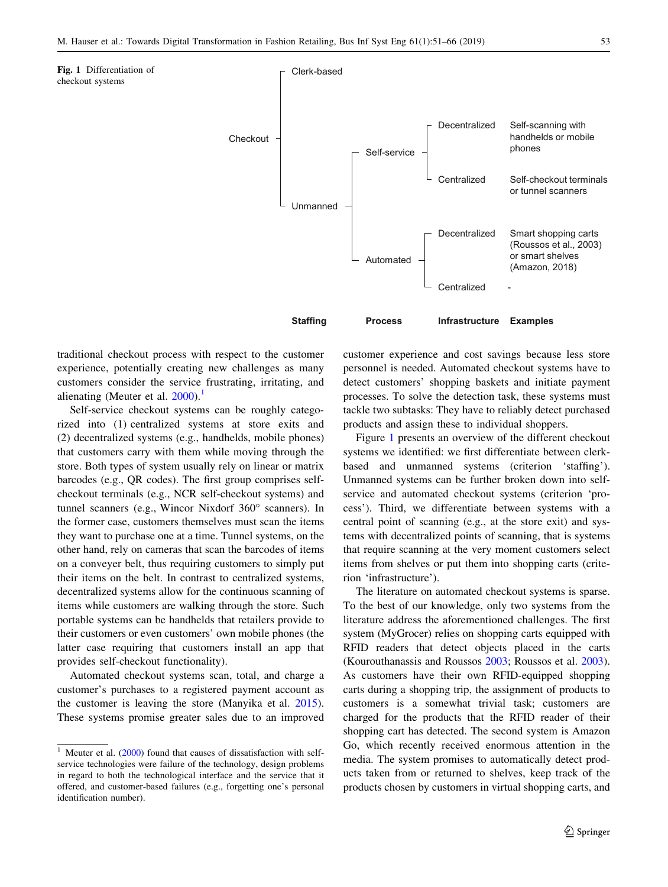**Fig. 1** Differentiation of checkout systems

| Staffing | Process | Infrastructure | Examples |
| --- | --- | --- | --- |
| Clerk-based | | | |
| Unmanned | Self-service | Decentralized | Self-scanning with handhelds or mobile phones |
| | | Centralized | Self-checkout terminals or tunnel scanners |
| | Automated | Decentralized | Smart shopping carts (Roussos et al., 2003) or smart shelves (Amazon, 2018) |
| | | Centralized | - |

traditional checkout process with respect to the customer experience, potentially creating new challenges as many customers consider the service frustrating, irritating, and alienating (Meuter et al. 2000).[1]

Self-service checkout systems can be roughly categorized into (1) centralized systems at store exits and (2) decentralized systems (e.g., handhelds, mobile phones) that customers carry with them while moving through the store. Both types of system usually rely on linear or matrix barcodes (e.g., QR codes). The first group comprises self-checkout terminals (e.g., NCR self-checkout systems) and tunnel scanners (e.g., Wincor Nixdorf 360° scanners). In the former case, customers themselves must scan the items they want to purchase one at a time. Tunnel systems, on the other hand, rely on cameras that scan the barcodes of items on a conveyer belt, thus requiring customers to simply put their items on the belt. In contrast to centralized systems, decentralized systems allow for the continuous scanning of items while customers are walking through the store. Such portable systems can be handhelds that retailers provide to their customers or even customers' own mobile phones (the latter case requiring that customers install an app that provides self-checkout functionality).

Automated checkout systems scan, total, and charge a customer's purchases to a registered payment account as the customer is leaving the store (Manyika et al. 2015). These systems promise greater sales due to an improved customer experience and cost savings because less store personnel is needed. Automated checkout systems have to detect customers' shopping baskets and initiate payment processes. To solve the detection task, these systems must tackle two subtasks: They have to reliably detect purchased products and assign these to individual shoppers.

Figure 1 presents an overview of the different checkout systems we identified: we first differentiate between clerk-based and unmanned systems (criterion 'staffing'). Unmanned systems can be further broken down into self-service and automated checkout systems (criterion 'process'). Third, we differentiate between systems with a central point of scanning (e.g., at the store exit) and systems with decentralized points of scanning, that is systems that require scanning at the very moment customers select items from shelves or put them into shopping carts (criterion 'infrastructure').

The literature on automated checkout systems is sparse. To the best of our knowledge, only two systems from the literature address the aforementioned challenges. The first system (MyGrocer) relies on shopping carts equipped with RFID readers that detect objects placed in the carts (Kourouthanassis and Roussos 2003; Roussos et al. 2003). As customers have their own RFID-equipped shopping carts during a shopping trip, the assignment of products to customers is a somewhat trivial task; customers are charged for the products that the RFID reader of their shopping cart has detected. The second system is Amazon Go, which recently received enormous attention in the media. The system promises to automatically detect products taken from or returned to shelves, keep track of the products chosen by customers in virtual shopping carts, and

[1] Meuter et al. (2000) found that causes of dissatisfaction with self-service technologies were failure of the technology, design problems in regard to both the technological interface and the service that it offered, and customer-based failures (e.g., forgetting one's personal identification number).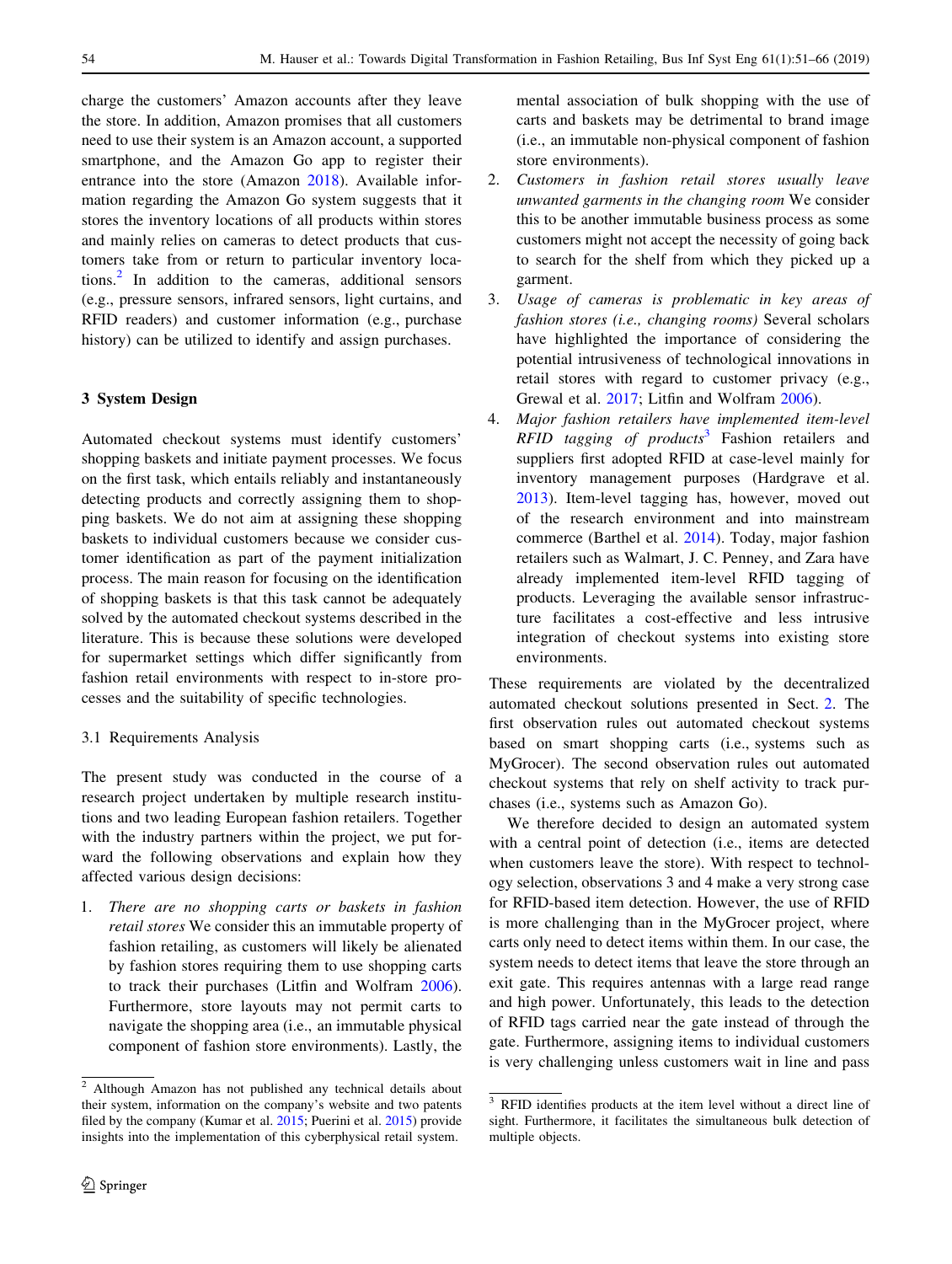charge the customers' Amazon accounts after they leave the store. In addition, Amazon promises that all customers need to use their system is an Amazon account, a supported smartphone, and the Amazon Go app to register their entrance into the store (Amazon 2018). Available information regarding the Amazon Go system suggests that it stores the inventory locations of all products within stores and mainly relies on cameras to detect products that customers take from or return to particular inventory locations.[2] In addition to the cameras, additional sensors (e.g., pressure sensors, infrared sensors, light curtains, and RFID readers) and customer information (e.g., purchase history) can be utilized to identify and assign purchases.

## 3 System Design

Automated checkout systems must identify customers' shopping baskets and initiate payment processes. We focus on the first task, which entails reliably and instantaneously detecting products and correctly assigning them to shopping baskets. We do not aim at assigning these shopping baskets to individual customers because we consider customer identification as part of the payment initialization process. The main reason for focusing on the identification of shopping baskets is that this task cannot be adequately solved by the automated checkout systems described in the literature. This is because these solutions were developed for supermarket settings which differ significantly from fashion retail environments with respect to in-store processes and the suitability of specific technologies.

### 3.1 Requirements Analysis

The present study was conducted in the course of a research project undertaken by multiple research institutions and two leading European fashion retailers. Together with the industry partners within the project, we put forward the following observations and explain how they affected various design decisions:

1. *There are no shopping carts or baskets in fashion retail stores* We consider this an immutable property of fashion retailing, as customers will likely be alienated by fashion stores requiring them to use shopping carts to track their purchases (Litfin and Wolfram 2006). Furthermore, store layouts may not permit carts to navigate the shopping area (i.e., an immutable physical component of fashion store environments). Lastly, the mental association of bulk shopping with the use of carts and baskets may be detrimental to brand image (i.e., an immutable non-physical component of fashion store environments).
2. *Customers in fashion retail stores usually leave unwanted garments in the changing room* We consider this to be another immutable business process as some customers might not accept the necessity of going back to search for the shelf from which they picked up a garment.
3. *Usage of cameras is problematic in key areas of fashion stores (i.e., changing rooms)* Several scholars have highlighted the importance of considering the potential intrusiveness of technological innovations in retail stores with regard to customer privacy (e.g., Grewal et al. 2017; Litfin and Wolfram 2006).
4. *Major fashion retailers have implemented item-level RFID tagging of products*[3] Fashion retailers and suppliers first adopted RFID at case-level mainly for inventory management purposes (Hardgrave et al. 2013). Item-level tagging has, however, moved out of the research environment and into mainstream commerce (Barthel et al. 2014). Today, major fashion retailers such as Walmart, J. C. Penney, and Zara have already implemented item-level RFID tagging of products. Leveraging the available sensor infrastructure facilitates a cost-effective and less intrusive integration of checkout systems into existing store environments.

These requirements are violated by the decentralized automated checkout solutions presented in Sect. 2. The first observation rules out automated checkout systems based on smart shopping carts (i.e., systems such as MyGrocer). The second observation rules out automated checkout systems that rely on shelf activity to track purchases (i.e., systems such as Amazon Go).

We therefore decided to design an automated system with a central point of detection (i.e., items are detected when customers leave the store). With respect to technology selection, observations 3 and 4 make a very strong case for RFID-based item detection. However, the use of RFID is more challenging than in the MyGrocer project, where carts only need to detect items within them. In our case, the system needs to detect items that leave the store through an exit gate. This requires antennas with a large read range and high power. Unfortunately, this leads to the detection of RFID tags carried near the gate instead of through the gate. Furthermore, assigning items to individual customers is very challenging unless customers wait in line and pass

---

[2] Although Amazon has not published any technical details about their system, information on the company's website and two patents filed by the company (Kumar et al. 2015; Puerini et al. 2015) provide insights into the implementation of this cyberphysical retail system.

[3] RFID identifies products at the item level without a direct line of sight. Furthermore, it facilitates the simultaneous bulk detection of multiple objects.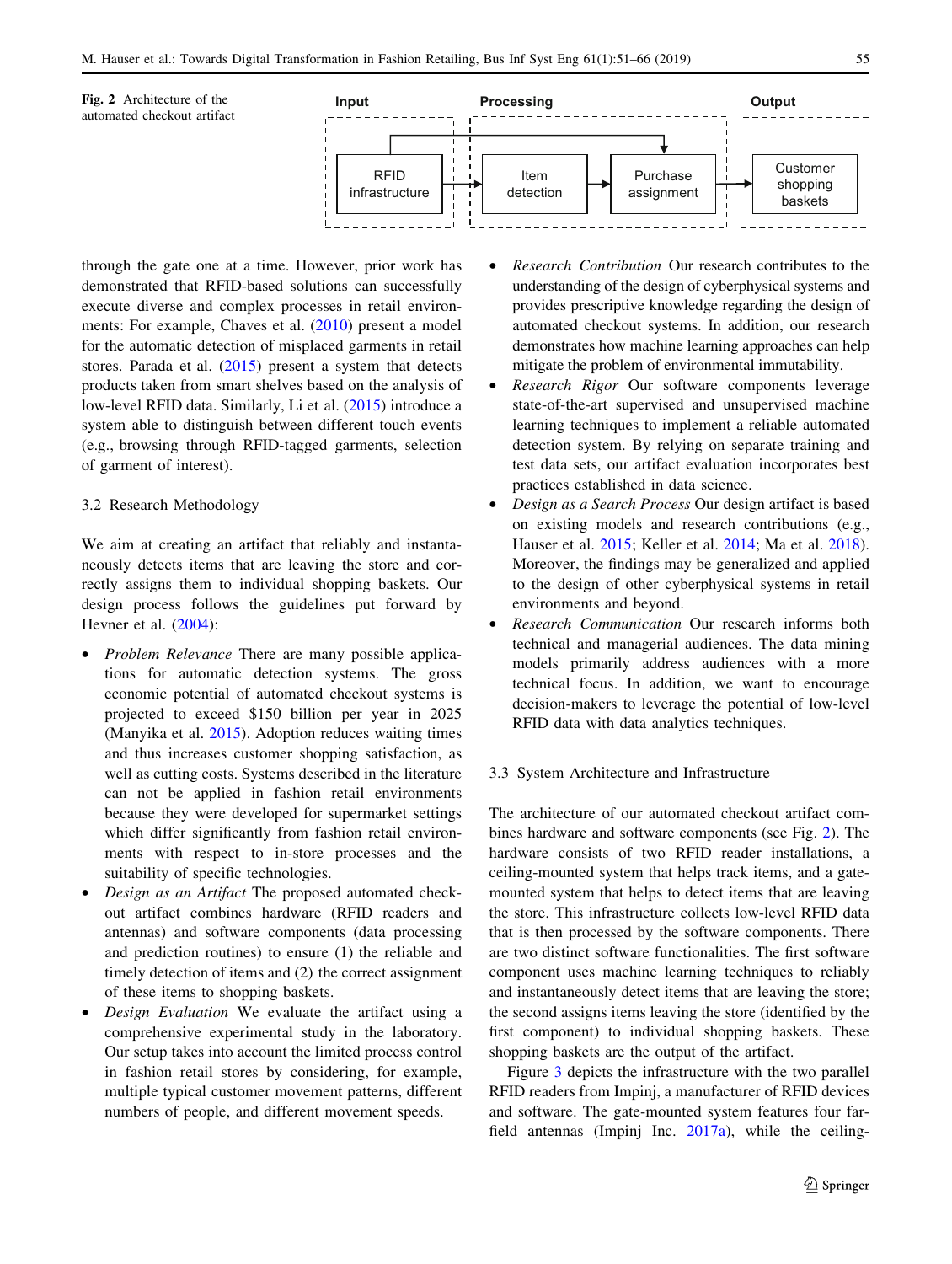Fig. 2 Architecture of the automated checkout artifact

through the gate one at a time. However, prior work has demonstrated that RFID-based solutions can successfully execute diverse and complex processes in retail environments: For example, Chaves et al. (2010) present a model for the automatic detection of misplaced garments in retail stores. Parada et al. (2015) present a system that detects products taken from smart shelves based on the analysis of low-level RFID data. Similarly, Li et al. (2015) introduce a system able to distinguish between different touch events (e.g., browsing through RFID-tagged garments, selection of garment of interest).

### 3.2 Research Methodology

We aim at creating an artifact that reliably and instantaneously detects items that are leaving the store and correctly assigns them to individual shopping baskets. Our design process follows the guidelines put forward by Hevner et al. (2004):

- *Problem Relevance* There are many possible applications for automatic detection systems. The gross economic potential of automated checkout systems is projected to exceed $150 billion per year in 2025 (Manyika et al. 2015). Adoption reduces waiting times and thus increases customer shopping satisfaction, as well as cutting costs. Systems described in the literature can not be applied in fashion retail environments because they were developed for supermarket settings which differ significantly from fashion retail environments with respect to in-store processes and the suitability of specific technologies.
- *Design as an Artifact* The proposed automated checkout artifact combines hardware (RFID readers and antennas) and software components (data processing and prediction routines) to ensure (1) the reliable and timely detection of items and (2) the correct assignment of these items to shopping baskets.
- *Design Evaluation* We evaluate the artifact using a comprehensive experimental study in the laboratory. Our setup takes into account the limited process control in fashion retail stores by considering, for example, multiple typical customer movement patterns, different numbers of people, and different movement speeds.
- *Research Contribution* Our research contributes to the understanding of the design of cyberphysical systems and provides prescriptive knowledge regarding the design of automated checkout systems. In addition, our research demonstrates how machine learning approaches can help mitigate the problem of environmental immutability.
- *Research Rigor* Our software components leverage state-of-the-art supervised and unsupervised machine learning techniques to implement a reliable automated detection system. By relying on separate training and test data sets, our artifact evaluation incorporates best practices established in data science.
- *Design as a Search Process* Our design artifact is based on existing models and research contributions (e.g., Hauser et al. 2015; Keller et al. 2014; Ma et al. 2018). Moreover, the findings may be generalized and applied to the design of other cyberphysical systems in retail environments and beyond.
- *Research Communication* Our research informs both technical and managerial audiences. The data mining models primarily address audiences with a more technical focus. In addition, we want to encourage decision-makers to leverage the potential of low-level RFID data with data analytics techniques.

### 3.3 System Architecture and Infrastructure

The architecture of our automated checkout artifact combines hardware and software components (see Fig. 2). The hardware consists of two RFID reader installations, a ceiling-mounted system that helps track items, and a gate-mounted system that helps to detect items that are leaving the store. This infrastructure collects low-level RFID data that is then processed by the software components. There are two distinct software functionalities. The first software component uses machine learning techniques to reliably and instantaneously detect items that are leaving the store; the second assigns items leaving the store (identified by the first component) to individual shopping baskets. These shopping baskets are the output of the artifact.

Figure 3 depicts the infrastructure with the two parallel RFID readers from Impinj, a manufacturer of RFID devices and software. The gate-mounted system features four far-field antennas (Impinj Inc. 2017a), while the ceiling-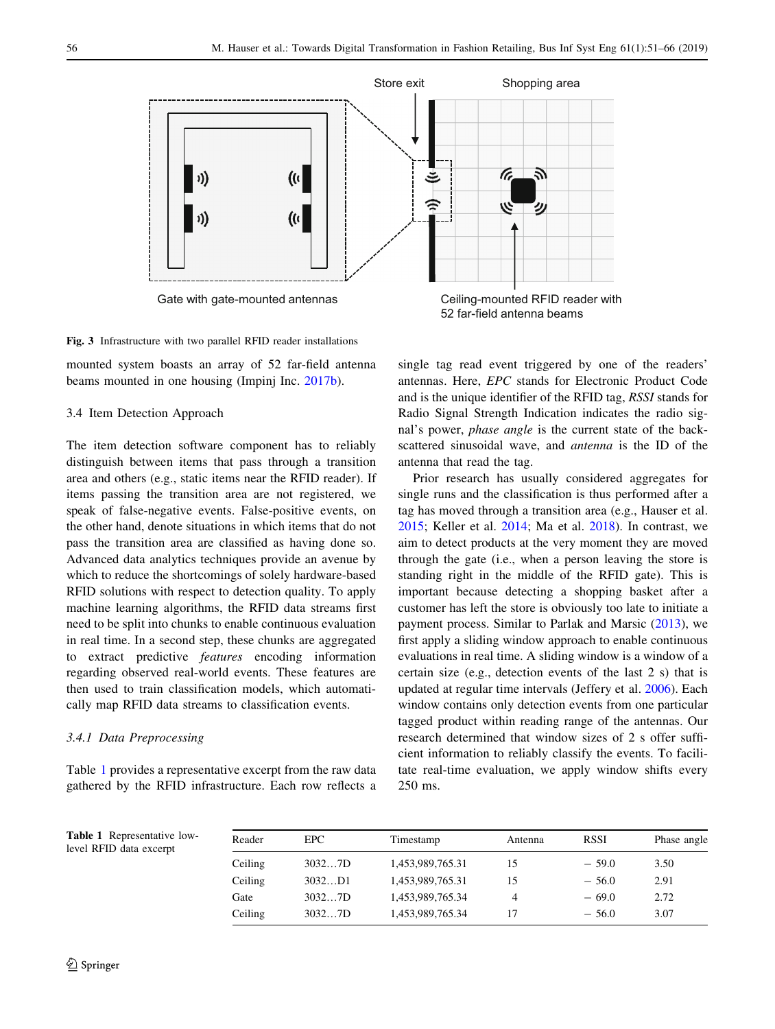Store exit

Shopping area

Gate with gate-mounted antennas

Ceiling-mounted RFID reader with 52 far-field antenna beams

**Fig. 3** Infrastructure with two parallel RFID reader installations

mounted system boasts an array of 52 far-field antenna beams mounted in one housing (Impinj Inc. 2017b).

### 3.4 Item Detection Approach

The item detection software component has to reliably distinguish between items that pass through a transition area and others (e.g., static items near the RFID reader). If items passing the transition area are not registered, we speak of false-negative events. False-positive events, on the other hand, denote situations in which items that do not pass the transition area are classified as having done so. Advanced data analytics techniques provide an avenue by which to reduce the shortcomings of solely hardware-based RFID solutions with respect to detection quality. To apply machine learning algorithms, the RFID data streams first need to be split into chunks to enable continuous evaluation in real time. In a second step, these chunks are aggregated to extract predictive *features* encoding information regarding observed real-world events. These features are then used to train classification models, which automatically map RFID data streams to classification events.

#### *3.4.1 Data Preprocessing*

Table 1 provides a representative excerpt from the raw data gathered by the RFID infrastructure. Each row reflects a single tag read event triggered by one of the readers' antennas. Here, *EPC* stands for Electronic Product Code and is the unique identifier of the RFID tag, *RSSI* stands for Radio Signal Strength Indication indicates the radio signal's power, *phase angle* is the current state of the backscattered sinusoidal wave, and *antenna* is the ID of the antenna that read the tag.

Prior research has usually considered aggregates for single runs and the classification is thus performed after a tag has moved through a transition area (e.g., Hauser et al. 2015; Keller et al. 2014; Ma et al. 2018). In contrast, we aim to detect products at the very moment they are moved through the gate (i.e., when a person leaving the store is standing right in the middle of the RFID gate). This is important because detecting a shopping basket after a customer has left the store is obviously too late to initiate a payment process. Similar to Parlak and Marsic (2013), we first apply a sliding window approach to enable continuous evaluations in real time. A sliding window is a window of a certain size (e.g., detection events of the last 2 s) that is updated at regular time intervals (Jeffery et al. 2006). Each window contains only detection events from one particular tagged product within reading range of the antennas. Our research determined that window sizes of 2 s offer sufficient information to reliably classify the events. To facilitate real-time evaluation, we apply window shifts every 250 ms.

**Table 1** Representative low-level RFID data excerpt

| Reader | EPC | Timestamp | Antenna | RSSI | Phase angle |
|---|---|---|---|---|---|
| Ceiling | 3032…7D | 1,453,989,765.31 | 15 | − 59.0 | 3.50 |
| Ceiling | 3032…D1 | 1,453,989,765.31 | 15 | − 56.0 | 2.91 |
| Gate | 3032…7D | 1,453,989,765.34 | 4 | − 69.0 | 2.72 |
| Ceiling | 3032…7D | 1,453,989,765.34 | 17 | − 56.0 | 3.07 |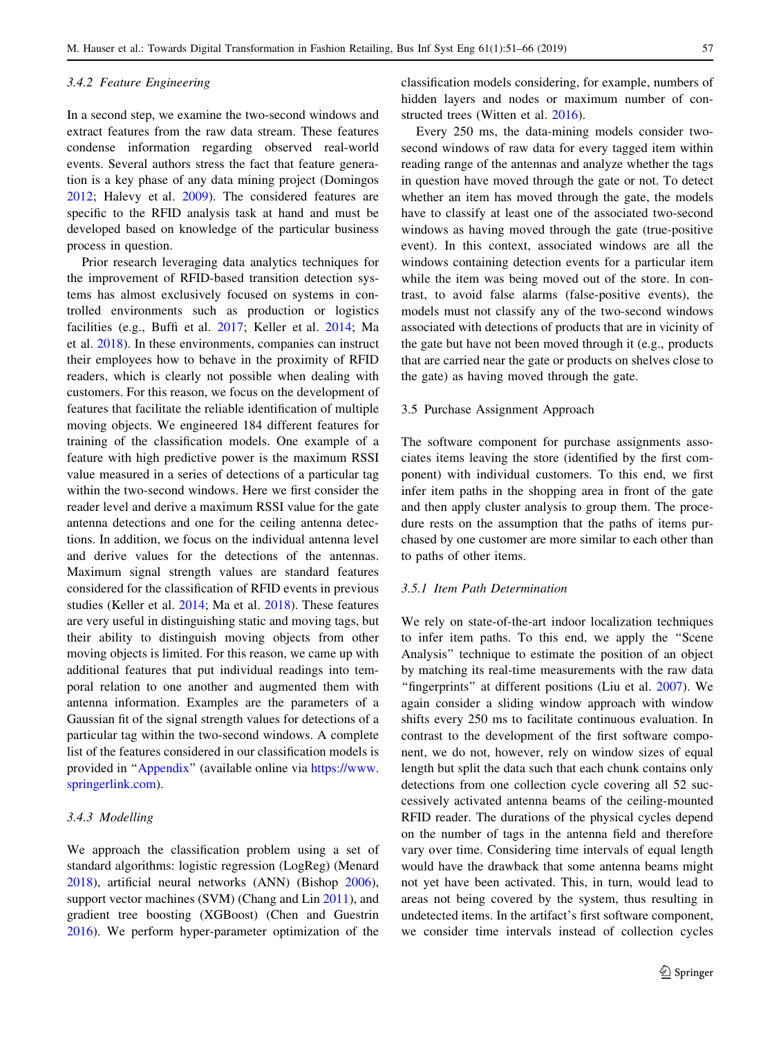#### 3.4.2 Feature Engineering

In a second step, we examine the two-second windows and extract features from the raw data stream. These features condense information regarding observed real-world events. Several authors stress the fact that feature generation is a key phase of any data mining project (Domingos 2012; Halevy et al. 2009). The considered features are specific to the RFID analysis task at hand and must be developed based on knowledge of the particular business process in question.

Prior research leveraging data analytics techniques for the improvement of RFID-based transition detection systems has almost exclusively focused on systems in controlled environments such as production or logistics facilities (e.g., Buffi et al. 2017; Keller et al. 2014; Ma et al. 2018). In these environments, companies can instruct their employees how to behave in the proximity of RFID readers, which is clearly not possible when dealing with customers. For this reason, we focus on the development of features that facilitate the reliable identification of multiple moving objects. We engineered 184 different features for training of the classification models. One example of a feature with high predictive power is the maximum RSSI value measured in a series of detections of a particular tag within the two-second windows. Here we first consider the reader level and derive a maximum RSSI value for the gate antenna detections and one for the ceiling antenna detections. In addition, we focus on the individual antenna level and derive values for the detections of the antennas. Maximum signal strength values are standard features considered for the classification of RFID events in previous studies (Keller et al. 2014; Ma et al. 2018). These features are very useful in distinguishing static and moving tags, but their ability to distinguish moving objects from other moving objects is limited. For this reason, we came up with additional features that put individual readings into temporal relation to one another and augmented them with antenna information. Examples are the parameters of a Gaussian fit of the signal strength values for detections of a particular tag within the two-second windows. A complete list of the features considered in our classification models is provided in "Appendix" (available online via https://www.springerlink.com).

#### 3.4.3 Modelling

We approach the classification problem using a set of standard algorithms: logistic regression (LogReg) (Menard 2018), artificial neural networks (ANN) (Bishop 2006), support vector machines (SVM) (Chang and Lin 2011), and gradient tree boosting (XGBoost) (Chen and Guestrin 2016). We perform hyper-parameter optimization of the classification models considering, for example, numbers of hidden layers and nodes or maximum number of constructed trees (Witten et al. 2016).

Every 250 ms, the data-mining models consider two-second windows of raw data for every tagged item within reading range of the antennas and analyze whether the tags in question have moved through the gate or not. To detect whether an item has moved through the gate, the models have to classify at least one of the associated two-second windows as having moved through the gate (true-positive event). In this context, associated windows are all the windows containing detection events for a particular item while the item was being moved out of the store. In contrast, to avoid false alarms (false-positive events), the models must not classify any of the two-second windows associated with detections of products that are in vicinity of the gate but have not been moved through it (e.g., products that are carried near the gate or products on shelves close to the gate) as having moved through the gate.

### 3.5 Purchase Assignment Approach

The software component for purchase assignments associates items leaving the store (identified by the first component) with individual customers. To this end, we first infer item paths in the shopping area in front of the gate and then apply cluster analysis to group them. The procedure rests on the assumption that the paths of items purchased by one customer are more similar to each other than to paths of other items.

#### 3.5.1 Item Path Determination

We rely on state-of-the-art indoor localization techniques to infer item paths. To this end, we apply the "Scene Analysis" technique to estimate the position of an object by matching its real-time measurements with the raw data "fingerprints" at different positions (Liu et al. 2007). We again consider a sliding window approach with window shifts every 250 ms to facilitate continuous evaluation. In contrast to the development of the first software component, we do not, however, rely on window sizes of equal length but split the data such that each chunk contains only detections from one collection cycle covering all 52 successively activated antenna beams of the ceiling-mounted RFID reader. The durations of the physical cycles depend on the number of tags in the antenna field and therefore vary over time. Considering time intervals of equal length would have the drawback that some antenna beams might not yet have been activated. This, in turn, would lead to areas not being covered by the system, thus resulting in undetected items. In the artifact's first software component, we consider time intervals instead of collection cycles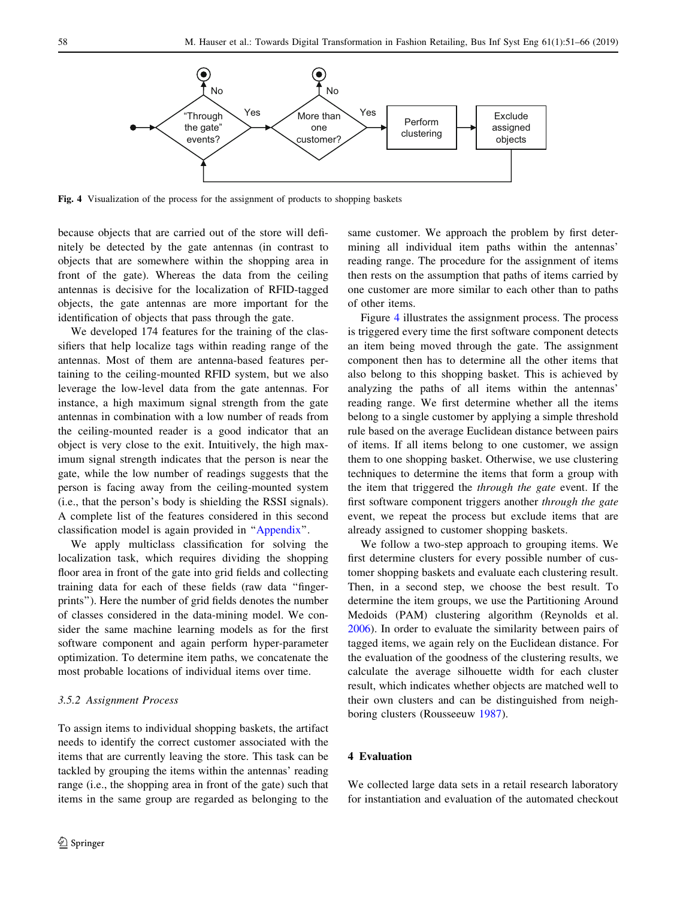**Fig. 4** Visualization of the process for the assignment of products to shopping baskets

because objects that are carried out of the store will definitely be detected by the gate antennas (in contrast to objects that are somewhere within the shopping area in front of the gate). Whereas the data from the ceiling antennas is decisive for the localization of RFID-tagged objects, the gate antennas are more important for the identification of objects that pass through the gate.

We developed 174 features for the training of the classifiers that help localize tags within reading range of the antennas. Most of them are antenna-based features pertaining to the ceiling-mounted RFID system, but we also leverage the low-level data from the gate antennas. For instance, a high maximum signal strength from the gate antennas in combination with a low number of reads from the ceiling-mounted reader is a good indicator that an object is very close to the exit. Intuitively, the high maximum signal strength indicates that the person is near the gate, while the low number of readings suggests that the person is facing away from the ceiling-mounted system (i.e., that the person's body is shielding the RSSI signals). A complete list of the features considered in this second classification model is again provided in "Appendix".

We apply multiclass classification for solving the localization task, which requires dividing the shopping floor area in front of the gate into grid fields and collecting training data for each of these fields (raw data "fingerprints"). Here the number of grid fields denotes the number of classes considered in the data-mining model. We consider the same machine learning models as for the first software component and again perform hyper-parameter optimization. To determine item paths, we concatenate the most probable locations of individual items over time.

### 3.5.2 Assignment Process

To assign items to individual shopping baskets, the artifact needs to identify the correct customer associated with the items that are currently leaving the store. This task can be tackled by grouping the items within the antennas' reading range (i.e., the shopping area in front of the gate) such that items in the same group are regarded as belonging to the same customer. We approach the problem by first determining all individual item paths within the antennas' reading range. The procedure for the assignment of items then rests on the assumption that paths of items carried by one customer are more similar to each other than to paths of other items.

Figure 4 illustrates the assignment process. The process is triggered every time the first software component detects an item being moved through the gate. The assignment component then has to determine all the other items that also belong to this shopping basket. This is achieved by analyzing the paths of all items within the antennas' reading range. We first determine whether all the items belong to a single customer by applying a simple threshold rule based on the average Euclidean distance between pairs of items. If all items belong to one customer, we assign them to one shopping basket. Otherwise, we use clustering techniques to determine the items that form a group with the item that triggered the *through the gate* event. If the first software component triggers another *through the gate* event, we repeat the process but exclude items that are already assigned to customer shopping baskets.

We follow a two-step approach to grouping items. We first determine clusters for every possible number of customer shopping baskets and evaluate each clustering result. Then, in a second step, we choose the best result. To determine the item groups, we use the Partitioning Around Medoids (PAM) clustering algorithm (Reynolds et al. 2006). In order to evaluate the similarity between pairs of tagged items, we again rely on the Euclidean distance. For the evaluation of the goodness of the clustering results, we calculate the average silhouette width for each cluster result, which indicates whether objects are matched well to their own clusters and can be distinguished from neighboring clusters (Rousseeuw 1987).

## 4 Evaluation

We collected large data sets in a retail research laboratory for instantiation and evaluation of the automated checkout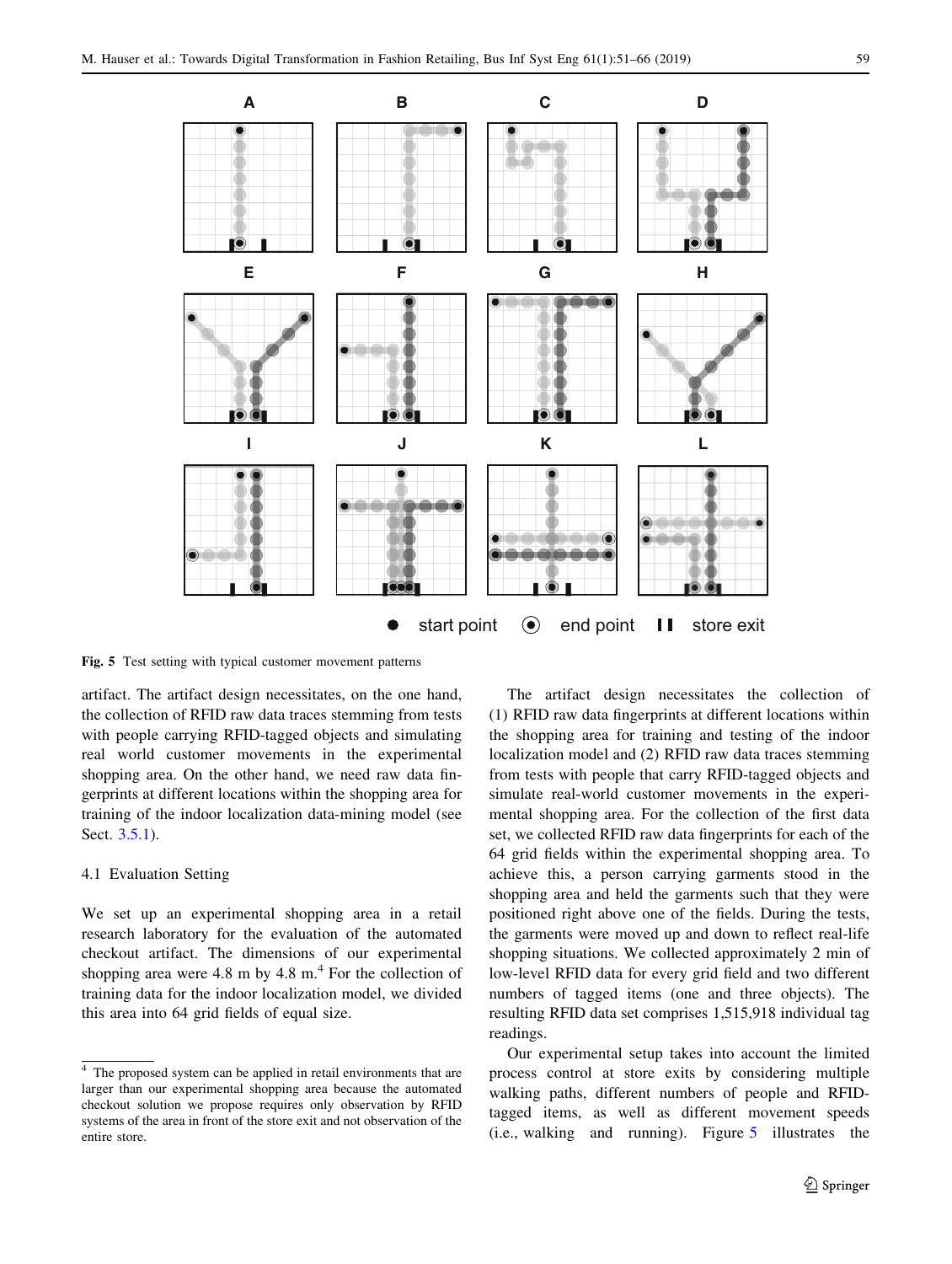**Fig. 5** Test setting with typical customer movement patterns

artifact. The artifact design necessitates, on the one hand, the collection of RFID raw data traces stemming from tests with people carrying RFID-tagged objects and simulating real world customer movements in the experimental shopping area. On the other hand, we need raw data fingerprints at different locations within the shopping area for training of the indoor localization data-mining model (see Sect. 3.5.1).

### 4.1 Evaluation Setting

We set up an experimental shopping area in a retail research laboratory for the evaluation of the automated checkout artifact. The dimensions of our experimental shopping area were 4.8 m by 4.8 m.[4] For the collection of training data for the indoor localization model, we divided this area into 64 grid fields of equal size.

The artifact design necessitates the collection of (1) RFID raw data fingerprints at different locations within the shopping area for training and testing of the indoor localization model and (2) RFID raw data traces stemming from tests with people that carry RFID-tagged objects and simulate real-world customer movements in the experimental shopping area. For the collection of the first data set, we collected RFID raw data fingerprints for each of the 64 grid fields within the experimental shopping area. To achieve this, a person carrying garments stood in the shopping area and held the garments such that they were positioned right above one of the fields. During the tests, the garments were moved up and down to reflect real-life shopping situations. We collected approximately 2 min of low-level RFID data for every grid field and two different numbers of tagged items (one and three objects). The resulting RFID data set comprises 1,515,918 individual tag readings.

Our experimental setup takes into account the limited process control at store exits by considering multiple walking paths, different numbers of people and RFID-tagged items, as well as different movement speeds (i.e., walking and running). Figure 5 illustrates the

[4] The proposed system can be applied in retail environments that are larger than our experimental shopping area because the automated checkout solution we propose requires only observation by RFID systems of the area in front of the store exit and not observation of the entire store.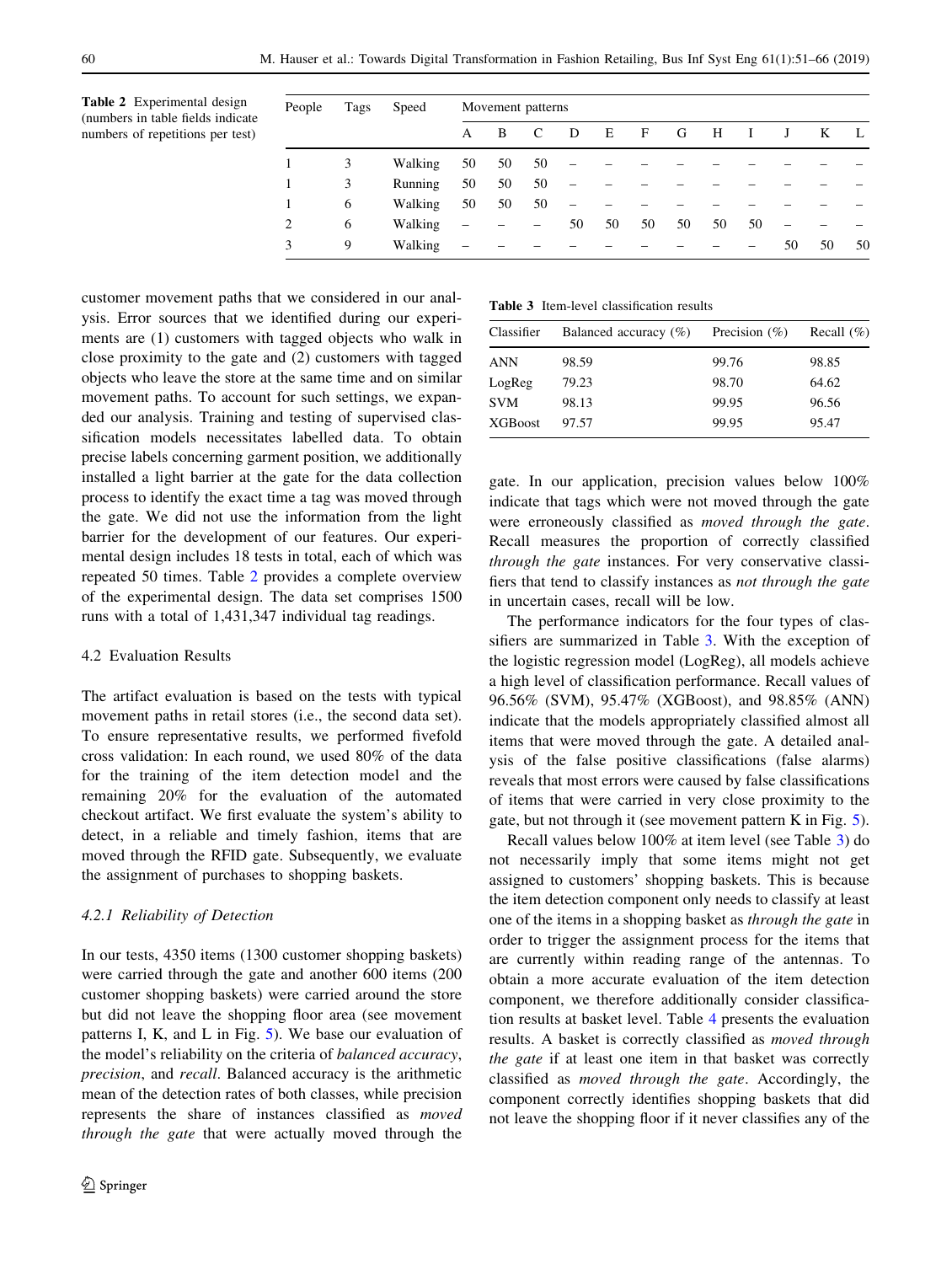**Table 2** Experimental design (numbers in table fields indicate numbers of repetitions per test)

| People | Tags | Speed | Movement patterns | | | | | | | | | | | |
|---|---|---|---|---|---|---|---|---|---|---|---|---|---|---|
| | | | A | B | C | D | E | F | G | H | I | J | K | L |
| 1 | 3 | Walking | 50 | 50 | 50 | – | – | – | – | – | – | – | – | – |
| 1 | 3 | Running | 50 | 50 | 50 | – | – | – | – | – | – | – | – | – |
| 1 | 6 | Walking | 50 | 50 | 50 | – | – | – | – | – | – | – | – | – |
| 2 | 6 | Walking | – | – | – | 50 | 50 | 50 | 50 | 50 | 50 | – | – | – |
| 3 | 9 | Walking | – | – | – | – | – | – | – | – | – | 50 | 50 | 50 |

customer movement paths that we considered in our analysis. Error sources that we identified during our experiments are (1) customers with tagged objects who walk in close proximity to the gate and (2) customers with tagged objects who leave the store at the same time and on similar movement paths. To account for such settings, we expanded our analysis. Training and testing of supervised classification models necessitates labelled data. To obtain precise labels concerning garment position, we additionally installed a light barrier at the gate for the data collection process to identify the exact time a tag was moved through the gate. We did not use the information from the light barrier for the development of our features. Our experimental design includes 18 tests in total, each of which was repeated 50 times. Table 2 provides a complete overview of the experimental design. The data set comprises 1500 runs with a total of 1,431,347 individual tag readings.

## 4.2 Evaluation Results

The artifact evaluation is based on the tests with typical movement paths in retail stores (i.e., the second data set). To ensure representative results, we performed fivefold cross validation: In each round, we used 80% of the data for the training of the item detection model and the remaining 20% for the evaluation of the automated checkout artifact. We first evaluate the system's ability to detect, in a reliable and timely fashion, items that are moved through the RFID gate. Subsequently, we evaluate the assignment of purchases to shopping baskets.

### 4.2.1 Reliability of Detection

In our tests, 4350 items (1300 customer shopping baskets) were carried through the gate and another 600 items (200 customer shopping baskets) were carried around the store but did not leave the shopping floor area (see movement patterns I, K, and L in Fig. 5). We base our evaluation of the model's reliability on the criteria of *balanced accuracy*, *precision*, and *recall*. Balanced accuracy is the arithmetic mean of the detection rates of both classes, while precision represents the share of instances classified as *moved through the gate* that were actually moved through the gate. In our application, precision values below 100% indicate that tags which were not moved through the gate were erroneously classified as *moved through the gate*. Recall measures the proportion of correctly classified *through the gate* instances. For very conservative classifiers that tend to classify instances as *not through the gate* in uncertain cases, recall will be low.

**Table 3** Item-level classification results

| Classifier | Balanced accuracy (%) | Precision (%) | Recall (%) |
|---|---|---|---|
| ANN | 98.59 | 99.76 | 98.85 |
| LogReg | 79.23 | 98.70 | 64.62 |
| SVM | 98.13 | 99.95 | 96.56 |
| XGBoost | 97.57 | 99.95 | 95.47 |

The performance indicators for the four types of classifiers are summarized in Table 3. With the exception of the logistic regression model (LogReg), all models achieve a high level of classification performance. Recall values of 96.56% (SVM), 95.47% (XGBoost), and 98.85% (ANN) indicate that the models appropriately classified almost all items that were moved through the gate. A detailed analysis of the false positive classifications (false alarms) reveals that most errors were caused by false classifications of items that were carried in very close proximity to the gate, but not through it (see movement pattern K in Fig. 5).

Recall values below 100% at item level (see Table 3) do not necessarily imply that some items might not get assigned to customers' shopping baskets. This is because the item detection component only needs to classify at least one of the items in a shopping basket as *through the gate* in order to trigger the assignment process for the items that are currently within reading range of the antennas. To obtain a more accurate evaluation of the item detection component, we therefore additionally consider classification results at basket level. Table 4 presents the evaluation results. A basket is correctly classified as *moved through the gate* if at least one item in that basket was correctly classified as *moved through the gate*. Accordingly, the component correctly identifies shopping baskets that did not leave the shopping floor if it never classifies any of the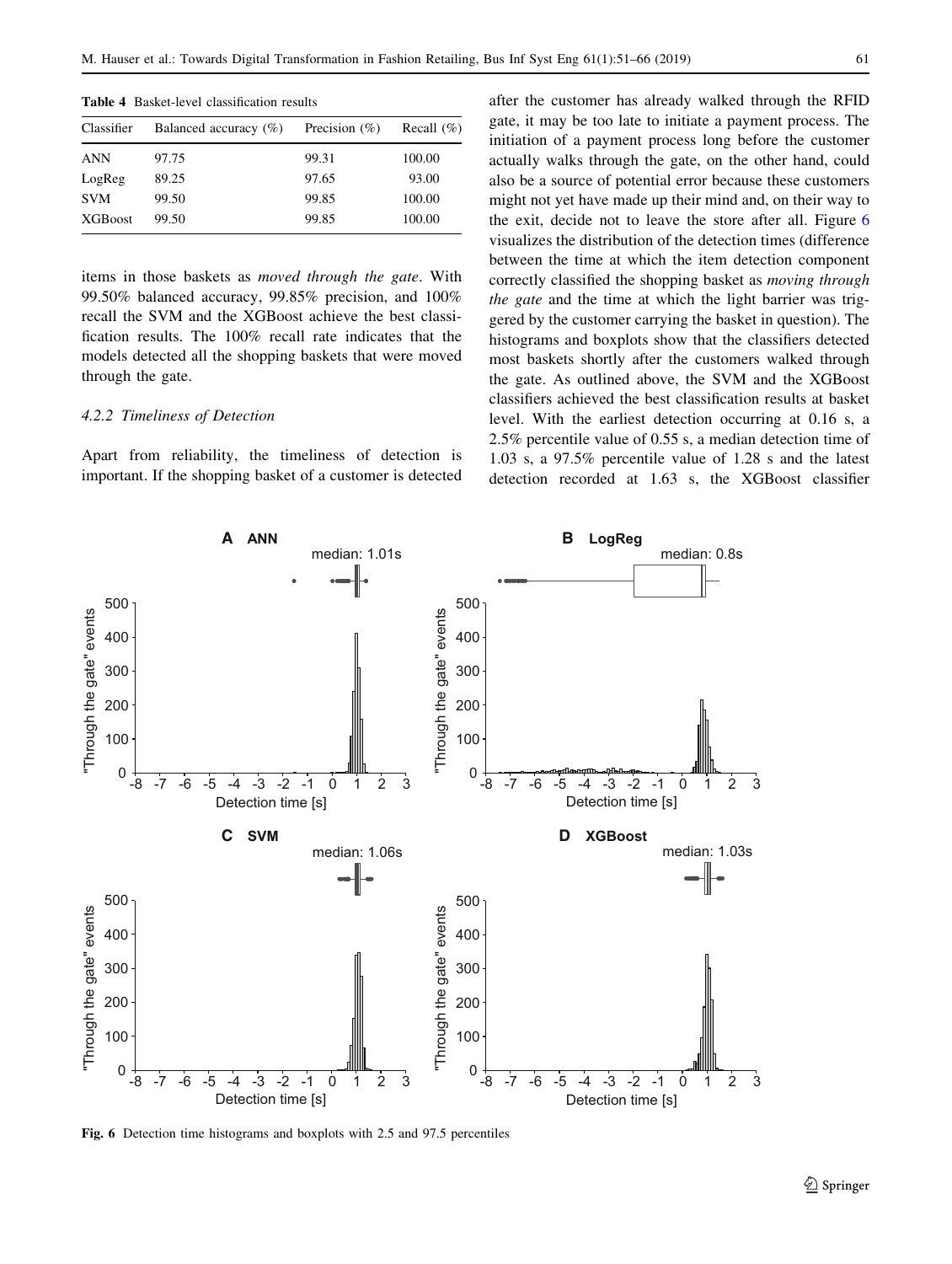**Table 4** Basket-level classification results

| Classifier | Balanced accuracy (%) | Precision (%) | Recall (%) |
|---|---|---|---|
| ANN | 97.75 | 99.31 | 100.00 |
| LogReg | 89.25 | 97.65 | 93.00 |
| SVM | 99.50 | 99.85 | 100.00 |
| XGBoost | 99.50 | 99.85 | 100.00 |

items in those baskets as *moved through the gate*. With 99.50% balanced accuracy, 99.85% precision, and 100% recall the SVM and the XGBoost achieve the best classification results. The 100% recall rate indicates that the models detected all the shopping baskets that were moved through the gate.

#### 4.2.2 Timeliness of Detection

Apart from reliability, the timeliness of detection is important. If the shopping basket of a customer is detected after the customer has already walked through the RFID gate, it may be too late to initiate a payment process. The initiation of a payment process long before the customer actually walks through the gate, on the other hand, could also be a source of potential error because these customers might not yet have made up their mind and, on their way to the exit, decide not to leave the store after all. Figure 6 visualizes the distribution of the detection times (difference between the time at which the item detection component correctly classified the shopping basket as *moving through the gate* and the time at which the light barrier was triggered by the customer carrying the basket in question). The histograms and boxplots show that the classifiers detected most baskets shortly after the customers walked through the gate. As outlined above, the SVM and the XGBoost classifiers achieved the best classification results at basket level. With the earliest detection occurring at 0.16 s, a 2.5% percentile value of 0.55 s, a median detection time of 1.03 s, a 97.5% percentile value of 1.28 s and the latest detection recorded at 1.63 s, the XGBoost classifier

Fig. 6 Detection time histograms and boxplots with 2.5 and 97.5 percentiles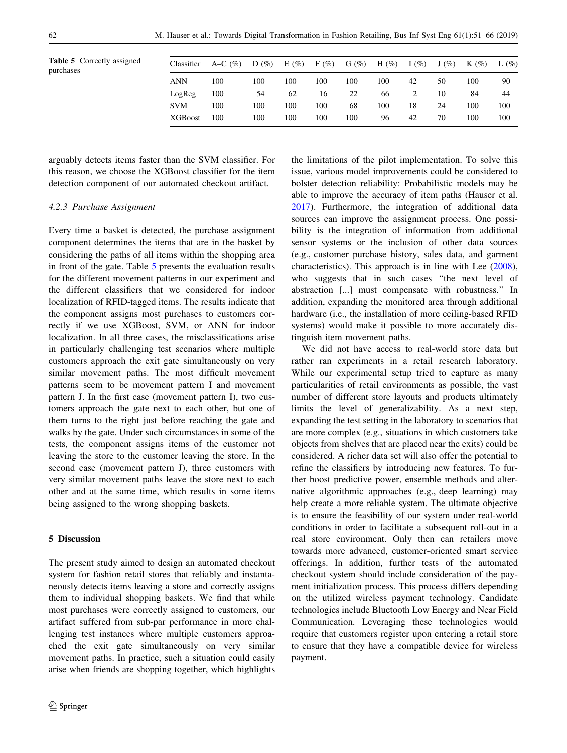**Table 5** Correctly assigned purchases

| Classifier | A–C (%) | D (%) | E (%) | F (%) | G (%) | H (%) | I (%) | J (%) | K (%) | L (%) |
|---|---|---|---|---|---|---|---|---|---|---|
| ANN | 100 | 100 | 100 | 100 | 100 | 100 | 42 | 50 | 100 | 90 |
| LogReg | 100 | 54 | 62 | 16 | 22 | 66 | 2 | 10 | 84 | 44 |
| SVM | 100 | 100 | 100 | 100 | 68 | 100 | 18 | 24 | 100 | 100 |
| XGBoost | 100 | 100 | 100 | 100 | 100 | 96 | 42 | 70 | 100 | 100 |

arguably detects items faster than the SVM classifier. For this reason, we choose the XGBoost classifier for the item detection component of our automated checkout artifact.

#### 4.2.3 Purchase Assignment

Every time a basket is detected, the purchase assignment component determines the items that are in the basket by considering the paths of all items within the shopping area in front of the gate. Table 5 presents the evaluation results for the different movement patterns in our experiment and the different classifiers that we considered for indoor localization of RFID-tagged items. The results indicate that the component assigns most purchases to customers correctly if we use XGBoost, SVM, or ANN for indoor localization. In all three cases, the misclassifications arise in particularly challenging test scenarios where multiple customers approach the exit gate simultaneously on very similar movement paths. The most difficult movement patterns seem to be movement pattern I and movement pattern J. In the first case (movement pattern I), two customers approach the gate next to each other, but one of them turns to the right just before reaching the gate and walks by the gate. Under such circumstances in some of the tests, the component assigns items of the customer not leaving the store to the customer leaving the store. In the second case (movement pattern J), three customers with very similar movement paths leave the store next to each other and at the same time, which results in some items being assigned to the wrong shopping baskets.

## 5 Discussion

The present study aimed to design an automated checkout system for fashion retail stores that reliably and instantaneously detects items leaving a store and correctly assigns them to individual shopping baskets. We find that while most purchases were correctly assigned to customers, our artifact suffered from sub-par performance in more challenging test instances where multiple customers approached the exit gate simultaneously on very similar movement paths. In practice, such a situation could easily arise when friends are shopping together, which highlights the limitations of the pilot implementation. To solve this issue, various model improvements could be considered to bolster detection reliability: Probabilistic models may be able to improve the accuracy of item paths (Hauser et al. 2017). Furthermore, the integration of additional data sources can improve the assignment process. One possibility is the integration of information from additional sensor systems or the inclusion of other data sources (e.g., customer purchase history, sales data, and garment characteristics). This approach is in line with Lee (2008), who suggests that in such cases "the next level of abstraction [...] must compensate with robustness." In addition, expanding the monitored area through additional hardware (i.e., the installation of more ceiling-based RFID systems) would make it possible to more accurately distinguish item movement paths.

We did not have access to real-world store data but rather ran experiments in a retail research laboratory. While our experimental setup tried to capture as many particularities of retail environments as possible, the vast number of different store layouts and products ultimately limits the level of generalizability. As a next step, expanding the test setting in the laboratory to scenarios that are more complex (e.g., situations in which customers take objects from shelves that are placed near the exits) could be considered. A richer data set will also offer the potential to refine the classifiers by introducing new features. To further boost predictive power, ensemble methods and alternative algorithmic approaches (e.g., deep learning) may help create a more reliable system. The ultimate objective is to ensure the feasibility of our system under real-world conditions in order to facilitate a subsequent roll-out in a real store environment. Only then can retailers move towards more advanced, customer-oriented smart service offerings. In addition, further tests of the automated checkout system should include consideration of the payment initialization process. This process differs depending on the utilized wireless payment technology. Candidate technologies include Bluetooth Low Energy and Near Field Communication. Leveraging these technologies would require that customers register upon entering a retail store to ensure that they have a compatible device for wireless payment.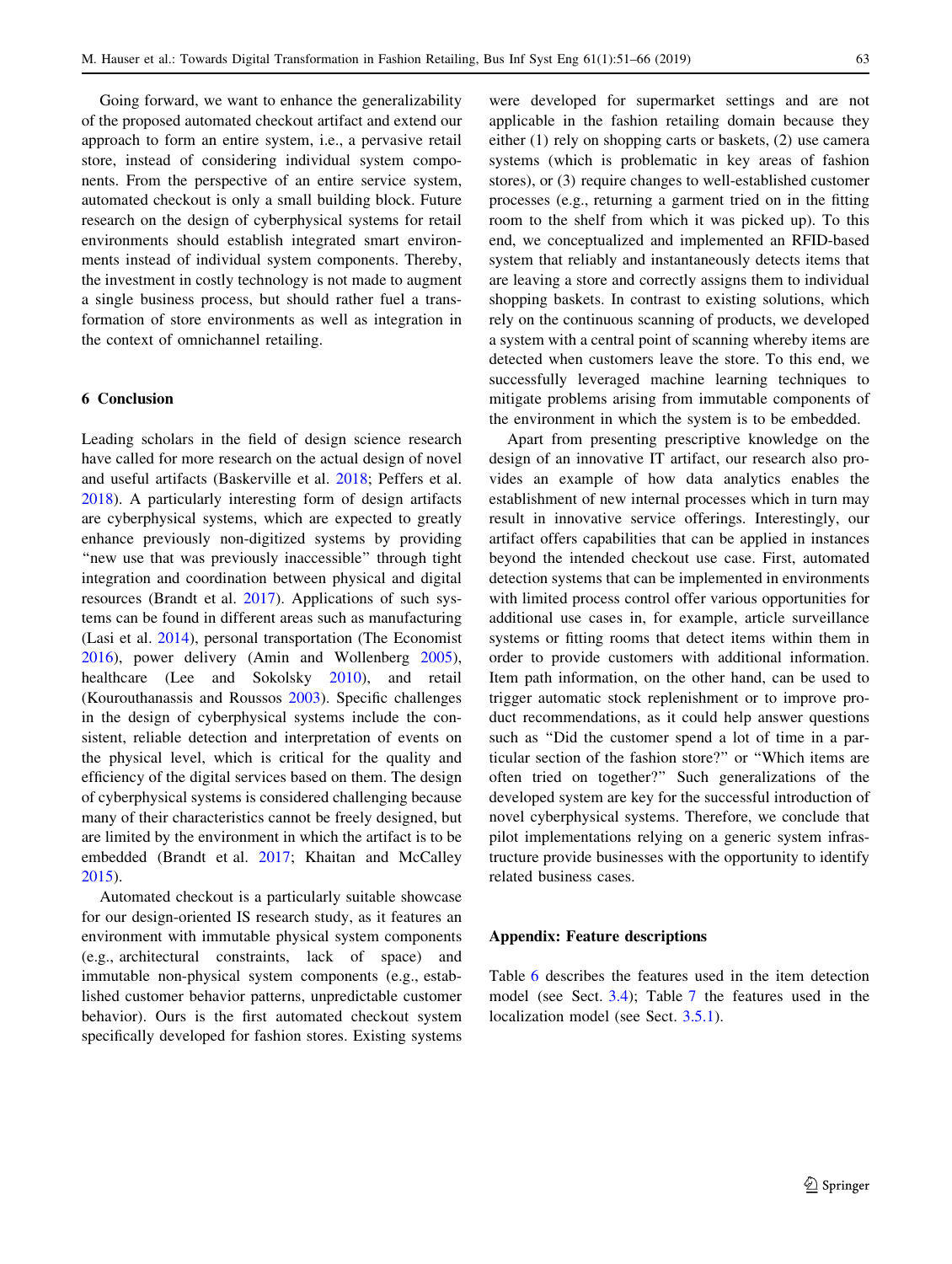Going forward, we want to enhance the generalizability of the proposed automated checkout artifact and extend our approach to form an entire system, i.e., a pervasive retail store, instead of considering individual system components. From the perspective of an entire service system, automated checkout is only a small building block. Future research on the design of cyberphysical systems for retail environments should establish integrated smart environments instead of individual system components. Thereby, the investment in costly technology is not made to augment a single business process, but should rather fuel a transformation of store environments as well as integration in the context of omnichannel retailing.

## 6 Conclusion

Leading scholars in the field of design science research have called for more research on the actual design of novel and useful artifacts (Baskerville et al. 2018; Peffers et al. 2018). A particularly interesting form of design artifacts are cyberphysical systems, which are expected to greatly enhance previously non-digitized systems by providing "new use that was previously inaccessible" through tight integration and coordination between physical and digital resources (Brandt et al. 2017). Applications of such systems can be found in different areas such as manufacturing (Lasi et al. 2014), personal transportation (The Economist 2016), power delivery (Amin and Wollenberg 2005), healthcare (Lee and Sokolsky 2010), and retail (Kourouthanassis and Roussos 2003). Specific challenges in the design of cyberphysical systems include the consistent, reliable detection and interpretation of events on the physical level, which is critical for the quality and efficiency of the digital services based on them. The design of cyberphysical systems is considered challenging because many of their characteristics cannot be freely designed, but are limited by the environment in which the artifact is to be embedded (Brandt et al. 2017; Khaitan and McCalley 2015).

Automated checkout is a particularly suitable showcase for our design-oriented IS research study, as it features an environment with immutable physical system components (e.g., architectural constraints, lack of space) and immutable non-physical system components (e.g., established customer behavior patterns, unpredictable customer behavior). Ours is the first automated checkout system specifically developed for fashion stores. Existing systems were developed for supermarket settings and are not applicable in the fashion retailing domain because they either (1) rely on shopping carts or baskets, (2) use camera systems (which is problematic in key areas of fashion stores), or (3) require changes to well-established customer processes (e.g., returning a garment tried on in the fitting room to the shelf from which it was picked up). To this end, we conceptualized and implemented an RFID-based system that reliably and instantaneously detects items that are leaving a store and correctly assigns them to individual shopping baskets. In contrast to existing solutions, which rely on the continuous scanning of products, we developed a system with a central point of scanning whereby items are detected when customers leave the store. To this end, we successfully leveraged machine learning techniques to mitigate problems arising from immutable components of the environment in which the system is to be embedded.

Apart from presenting prescriptive knowledge on the design of an innovative IT artifact, our research also provides an example of how data analytics enables the establishment of new internal processes which in turn may result in innovative service offerings. Interestingly, our artifact offers capabilities that can be applied in instances beyond the intended checkout use case. First, automated detection systems that can be implemented in environments with limited process control offer various opportunities for additional use cases in, for example, article surveillance systems or fitting rooms that detect items within them in order to provide customers with additional information. Item path information, on the other hand, can be used to trigger automatic stock replenishment or to improve product recommendations, as it could help answer questions such as "Did the customer spend a lot of time in a particular section of the fashion store?" or "Which items are often tried on together?" Such generalizations of the developed system are key for the successful introduction of novel cyberphysical systems. Therefore, we conclude that pilot implementations relying on a generic system infrastructure provide businesses with the opportunity to identify related business cases.

## Appendix: Feature descriptions

Table 6 describes the features used in the item detection model (see Sect. 3.4); Table 7 the features used in the localization model (see Sect. 3.5.1).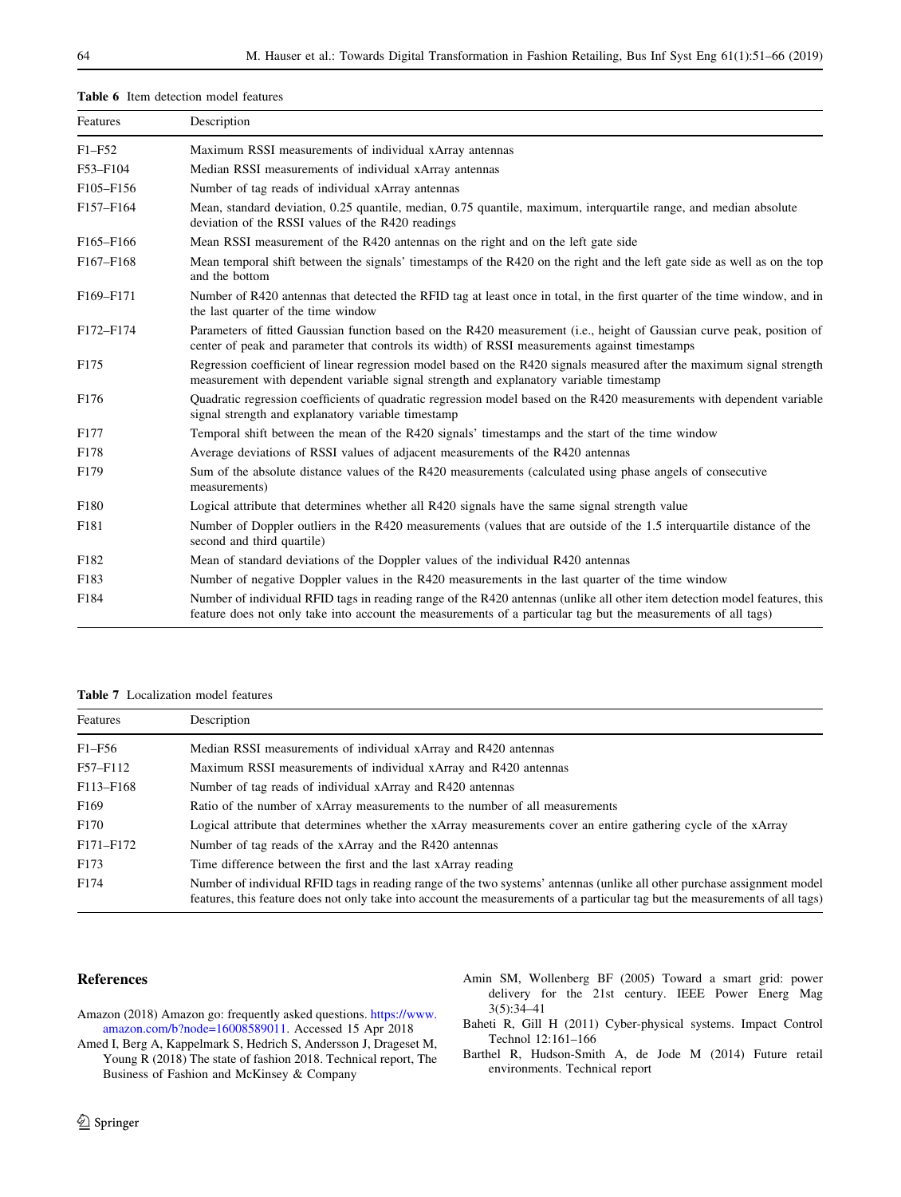**Table 6** Item detection model features

| Features | Description |
|---|---|
| F1–F52 | Maximum RSSI measurements of individual xArray antennas |
| F53–F104 | Median RSSI measurements of individual xArray antennas |
| F105–F156 | Number of tag reads of individual xArray antennas |
| F157–F164 | Mean, standard deviation, 0.25 quantile, median, 0.75 quantile, maximum, interquartile range, and median absolute deviation of the RSSI values of the R420 readings |
| F165–F166 | Mean RSSI measurement of the R420 antennas on the right and on the left gate side |
| F167–F168 | Mean temporal shift between the signals' timestamps of the R420 on the right and the left gate side as well as on the top and the bottom |
| F169–F171 | Number of R420 antennas that detected the RFID tag at least once in total, in the first quarter of the time window, and in the last quarter of the time window |
| F172–F174 | Parameters of fitted Gaussian function based on the R420 measurement (i.e., height of Gaussian curve peak, position of center of peak and parameter that controls its width) of RSSI measurements against timestamps |
| F175 | Regression coefficient of linear regression model based on the R420 signals measured after the maximum signal strength measurement with dependent variable signal strength and explanatory variable timestamp |
| F176 | Quadratic regression coefficients of quadratic regression model based on the R420 measurements with dependent variable signal strength and explanatory variable timestamp |
| F177 | Temporal shift between the mean of the R420 signals' timestamps and the start of the time window |
| F178 | Average deviations of RSSI values of adjacent measurements of the R420 antennas |
| F179 | Sum of the absolute distance values of the R420 measurements (calculated using phase angels of consecutive measurements) |
| F180 | Logical attribute that determines whether all R420 signals have the same signal strength value |
| F181 | Number of Doppler outliers in the R420 measurements (values that are outside of the 1.5 interquartile distance of the second and third quartile) |
| F182 | Mean of standard deviations of the Doppler values of the individual R420 antennas |
| F183 | Number of negative Doppler values in the R420 measurements in the last quarter of the time window |
| F184 | Number of individual RFID tags in reading range of the R420 antennas (unlike all other item detection model features, this feature does not only take into account the measurements of a particular tag but the measurements of all tags) |

**Table 7** Localization model features

| Features | Description |
|---|---|
| F1–F56 | Median RSSI measurements of individual xArray and R420 antennas |
| F57–F112 | Maximum RSSI measurements of individual xArray and R420 antennas |
| F113–F168 | Number of tag reads of individual xArray and R420 antennas |
| F169 | Ratio of the number of xArray measurements to the number of all measurements |
| F170 | Logical attribute that determines whether the xArray measurements cover an entire gathering cycle of the xArray |
| F171–F172 | Number of tag reads of the xArray and the R420 antennas |
| F173 | Time difference between the first and the last xArray reading |
| F174 | Number of individual RFID tags in reading range of the two systems' antennas (unlike all other purchase assignment model features, this feature does not only take into account the measurements of a particular tag but the measurements of all tags) |

## References

Amazon (2018) Amazon go: frequently asked questions. https://www.amazon.com/b?node=16008589011. Accessed 15 Apr 2018

Amed I, Berg A, Kappelmark S, Hedrich S, Andersson J, Drageset M, Young R (2018) The state of fashion 2018. Technical report, The Business of Fashion and McKinsey & Company

Amin SM, Wollenberg BF (2005) Toward a smart grid: power delivery for the 21st century. IEEE Power Energ Mag 3(5):34–41

Baheti R, Gill H (2011) Cyber-physical systems. Impact Control Technol 12:161–166

Barthel R, Hudson-Smith A, de Jode M (2014) Future retail environments. Technical report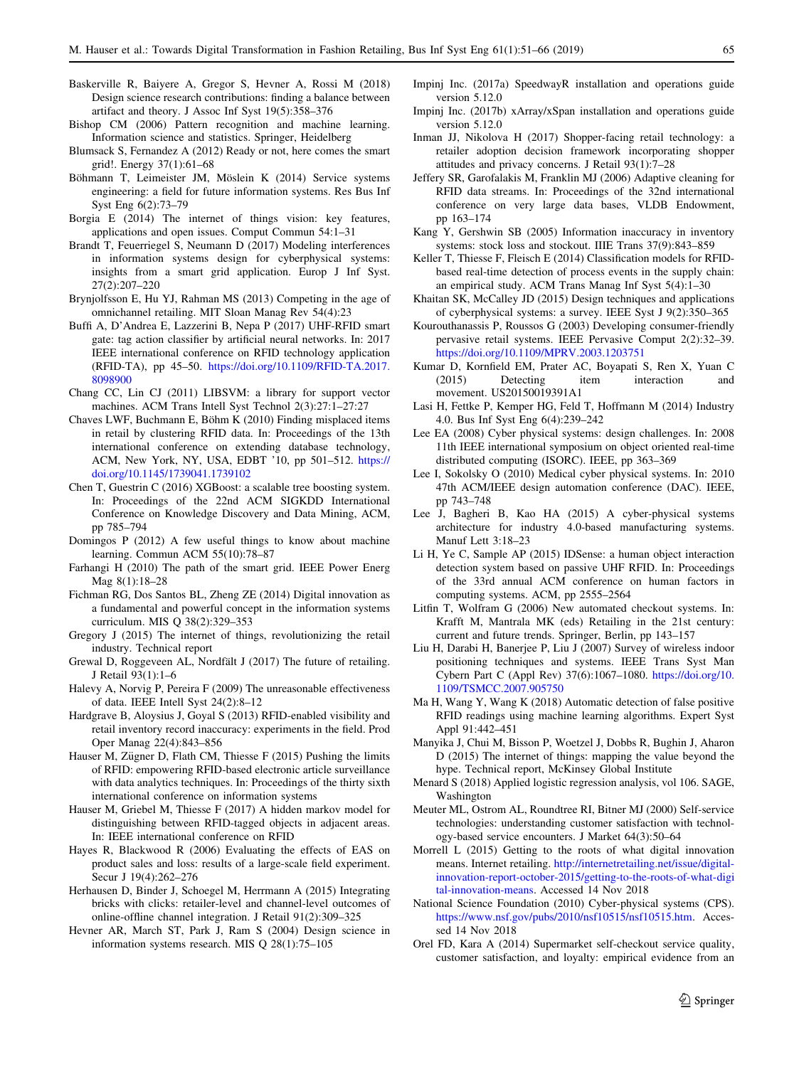Baskerville R, Baiyere A, Gregor S, Hevner A, Rossi M (2018) Design science research contributions: finding a balance between artifact and theory. J Assoc Inf Syst 19(5):358–376

Bishop CM (2006) Pattern recognition and machine learning. Information science and statistics. Springer, Heidelberg

Blumsack S, Fernandez A (2012) Ready or not, here comes the smart grid!. Energy 37(1):61–68

Böhmann T, Leimeister JM, Möslein K (2014) Service systems engineering: a field for future information systems. Res Bus Inf Syst Eng 6(2):73–79

Borgia E (2014) The internet of things vision: key features, applications and open issues. Comput Commun 54:1–31

Brandt T, Feuerriegel S, Neumann D (2017) Modeling interferences in information systems design for cyberphysical systems: insights from a smart grid application. Europ J Inf Syst. 27(2):207–220

Brynjolfsson E, Hu YJ, Rahman MS (2013) Competing in the age of omnichannel retailing. MIT Sloan Manag Rev 54(4):23

Buffi A, D'Andrea E, Lazzerini B, Nepa P (2017) UHF-RFID smart gate: tag action classifier by artificial neural networks. In: 2017 IEEE international conference on RFID technology application (RFID-TA), pp 45–50. https://doi.org/10.1109/RFID-TA.2017.8098900

Chang CC, Lin CJ (2011) LIBSVM: a library for support vector machines. ACM Trans Intell Syst Technol 2(3):27:1–27:27

Chaves LWF, Buchmann E, Böhm K (2010) Finding misplaced items in retail by clustering RFID data. In: Proceedings of the 13th international conference on extending database technology, ACM, New York, NY, USA, EDBT '10, pp 501–512. https://doi.org/10.1145/1739041.1739102

Chen T, Guestrin C (2016) XGBoost: a scalable tree boosting system. In: Proceedings of the 22nd ACM SIGKDD International Conference on Knowledge Discovery and Data Mining, ACM, pp 785–794

Domingos P (2012) A few useful things to know about machine learning. Commun ACM 55(10):78–87

Farhangi H (2010) The path of the smart grid. IEEE Power Energ Mag 8(1):18–28

Fichman RG, Dos Santos BL, Zheng ZE (2014) Digital innovation as a fundamental and powerful concept in the information systems curriculum. MIS Q 38(2):329–353

Gregory J (2015) The internet of things, revolutionizing the retail industry. Technical report

Grewal D, Roggeveen AL, Nordfält J (2017) The future of retailing. J Retail 93(1):1–6

Halevy A, Norvig P, Pereira F (2009) The unreasonable effectiveness of data. IEEE Intell Syst 24(2):8–12

Hardgrave B, Aloysius J, Goyal S (2013) RFID-enabled visibility and retail inventory record inaccuracy: experiments in the field. Prod Oper Manag 22(4):843–856

Hauser M, Zügner D, Flath CM, Thiesse F (2015) Pushing the limits of RFID: empowering RFID-based electronic article surveillance with data analytics techniques. In: Proceedings of the thirty sixth international conference on information systems

Hauser M, Griebel M, Thiesse F (2017) A hidden markov model for distinguishing between RFID-tagged objects in adjacent areas. In: IEEE international conference on RFID

Hayes R, Blackwood R (2006) Evaluating the effects of EAS on product sales and loss: results of a large-scale field experiment. Secur J 19(4):262–276

Herhausen D, Binder J, Schoegel M, Herrmann A (2015) Integrating bricks with clicks: retailer-level and channel-level outcomes of online-offline channel integration. J Retail 91(2):309–325

Hevner AR, March ST, Park J, Ram S (2004) Design science in information systems research. MIS Q 28(1):75–105

Impinj Inc. (2017a) SpeedwayR installation and operations guide version 5.12.0

Impinj Inc. (2017b) xArray/xSpan installation and operations guide version 5.12.0

Inman JJ, Nikolova H (2017) Shopper-facing retail technology: a retailer adoption decision framework incorporating shopper attitudes and privacy concerns. J Retail 93(1):7–28

Jeffery SR, Garofalakis M, Franklin MJ (2006) Adaptive cleaning for RFID data streams. In: Proceedings of the 32nd international conference on very large data bases, VLDB Endowment, pp 163–174

Kang Y, Gershwin SB (2005) Information inaccuracy in inventory systems: stock loss and stockout. IIIE Trans 37(9):843–859

Keller T, Thiesse F, Fleisch E (2014) Classification models for RFID-based real-time detection of process events in the supply chain: an empirical study. ACM Trans Manag Inf Syst 5(4):1–30

Khaitan SK, McCalley JD (2015) Design techniques and applications of cyberphysical systems: a survey. IEEE Syst J 9(2):350–365

Kourouthanassis P, Roussos G (2003) Developing consumer-friendly pervasive retail systems. IEEE Pervasive Comput 2(2):32–39. https://doi.org/10.1109/MPRV.2003.1203751

Kumar D, Kornfield EM, Prater AC, Boyapati S, Ren X, Yuan C (2015) Detecting item interaction and movement. US20150019391A1

Lasi H, Fettke P, Kemper HG, Feld T, Hoffmann M (2014) Industry 4.0. Bus Inf Syst Eng 6(4):239–242

Lee EA (2008) Cyber physical systems: design challenges. In: 2008 11th IEEE international symposium on object oriented real-time distributed computing (ISORC). IEEE, pp 363–369

Lee I, Sokolsky O (2010) Medical cyber physical systems. In: 2010 47th ACM/IEEE design automation conference (DAC). IEEE, pp 743–748

Lee J, Bagheri B, Kao HA (2015) A cyber-physical systems architecture for industry 4.0-based manufacturing systems. Manuf Lett 3:18–23

Li H, Ye C, Sample AP (2015) IDSense: a human object interaction detection system based on passive UHF RFID. In: Proceedings of the 33rd annual ACM conference on human factors in computing systems. ACM, pp 2555–2564

Litfin T, Wolfram G (2006) New automated checkout systems. In: Krafft M, Mantrala MK (eds) Retailing in the 21st century: current and future trends. Springer, Berlin, pp 143–157

Liu H, Darabi H, Banerjee P, Liu J (2007) Survey of wireless indoor positioning techniques and systems. IEEE Trans Syst Man Cybern Part C (Appl Rev) 37(6):1067–1080. https://doi.org/10.1109/TSMCC.2007.905750

Ma H, Wang Y, Wang K (2018) Automatic detection of false positive RFID readings using machine learning algorithms. Expert Syst Appl 91:442–451

Manyika J, Chui M, Bisson P, Woetzel J, Dobbs R, Bughin J, Aharon D (2015) The internet of things: mapping the value beyond the hype. Technical report, McKinsey Global Institute

Menard S (2018) Applied logistic regression analysis, vol 106. SAGE, Washington

Meuter ML, Ostrom AL, Roundtree RI, Bitner MJ (2000) Self-service technologies: understanding customer satisfaction with technology-based service encounters. J Market 64(3):50–64

Morrell L (2015) Getting to the roots of what digital innovation means. Internet retailing. http://internetretailing.net/issue/digital-innovation-report-october-2015/getting-to-the-roots-of-what-digital-innovation-means. Accessed 14 Nov 2018

National Science Foundation (2010) Cyber-physical systems (CPS). https://www.nsf.gov/pubs/2010/nsf10515/nsf10515.htm. Accessed 14 Nov 2018

Orel FD, Kara A (2014) Supermarket self-checkout service quality, customer satisfaction, and loyalty: empirical evidence from an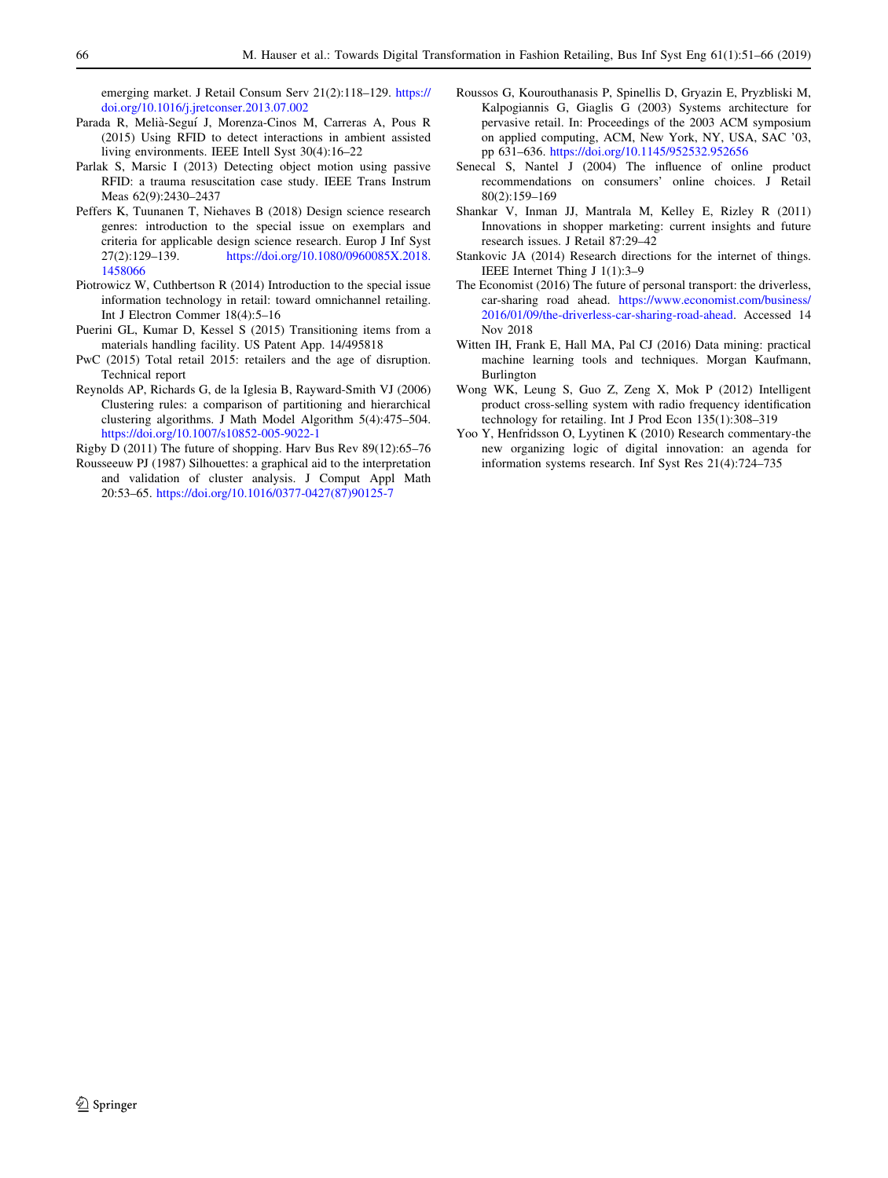emerging market. J Retail Consum Serv 21(2):118–129. https://doi.org/10.1016/j.jretconser.2013.07.002

Parada R, Melià-Seguí J, Morenza-Cinos M, Carreras A, Pous R (2015) Using RFID to detect interactions in ambient assisted living environments. IEEE Intell Syst 30(4):16–22

Parlak S, Marsic I (2013) Detecting object motion using passive RFID: a trauma resuscitation case study. IEEE Trans Instrum Meas 62(9):2430–2437

Peffers K, Tuunanen T, Niehaves B (2018) Design science research genres: introduction to the special issue on exemplars and criteria for applicable design science research. Europ J Inf Syst 27(2):129–139. https://doi.org/10.1080/0960085X.2018.1458066

Piotrowicz W, Cuthbertson R (2014) Introduction to the special issue information technology in retail: toward omnichannel retailing. Int J Electron Commer 18(4):5–16

Puerini GL, Kumar D, Kessel S (2015) Transitioning items from a materials handling facility. US Patent App. 14/495818

PwC (2015) Total retail 2015: retailers and the age of disruption. Technical report

Reynolds AP, Richards G, de la Iglesia B, Rayward-Smith VJ (2006) Clustering rules: a comparison of partitioning and hierarchical clustering algorithms. J Math Model Algorithm 5(4):475–504. https://doi.org/10.1007/s10852-005-9022-1

Rigby D (2011) The future of shopping. Harv Bus Rev 89(12):65–76

Rousseeuw PJ (1987) Silhouettes: a graphical aid to the interpretation and validation of cluster analysis. J Comput Appl Math 20:53–65. https://doi.org/10.1016/0377-0427(87)90125-7

Roussos G, Kourouthanasis P, Spinellis D, Gryazin E, Pryzbliski M, Kalpogiannis G, Giaglis G (2003) Systems architecture for pervasive retail. In: Proceedings of the 2003 ACM symposium on applied computing, ACM, New York, NY, USA, SAC '03, pp 631–636. https://doi.org/10.1145/952532.952656

Senecal S, Nantel J (2004) The influence of online product recommendations on consumers' online choices. J Retail 80(2):159–169

Shankar V, Inman JJ, Mantrala M, Kelley E, Rizley R (2011) Innovations in shopper marketing: current insights and future research issues. J Retail 87:29–42

Stankovic JA (2014) Research directions for the internet of things. IEEE Internet Thing J 1(1):3–9

The Economist (2016) The future of personal transport: the driverless, car-sharing road ahead. https://www.economist.com/business/2016/01/09/the-driverless-car-sharing-road-ahead. Accessed 14 Nov 2018

Witten IH, Frank E, Hall MA, Pal CJ (2016) Data mining: practical machine learning tools and techniques. Morgan Kaufmann, Burlington

Wong WK, Leung S, Guo Z, Zeng X, Mok P (2012) Intelligent product cross-selling system with radio frequency identification technology for retailing. Int J Prod Econ 135(1):308–319

Yoo Y, Henfridsson O, Lyytinen K (2010) Research commentary-the new organizing logic of digital innovation: an agenda for information systems research. Inf Syst Res 21(4):724–735